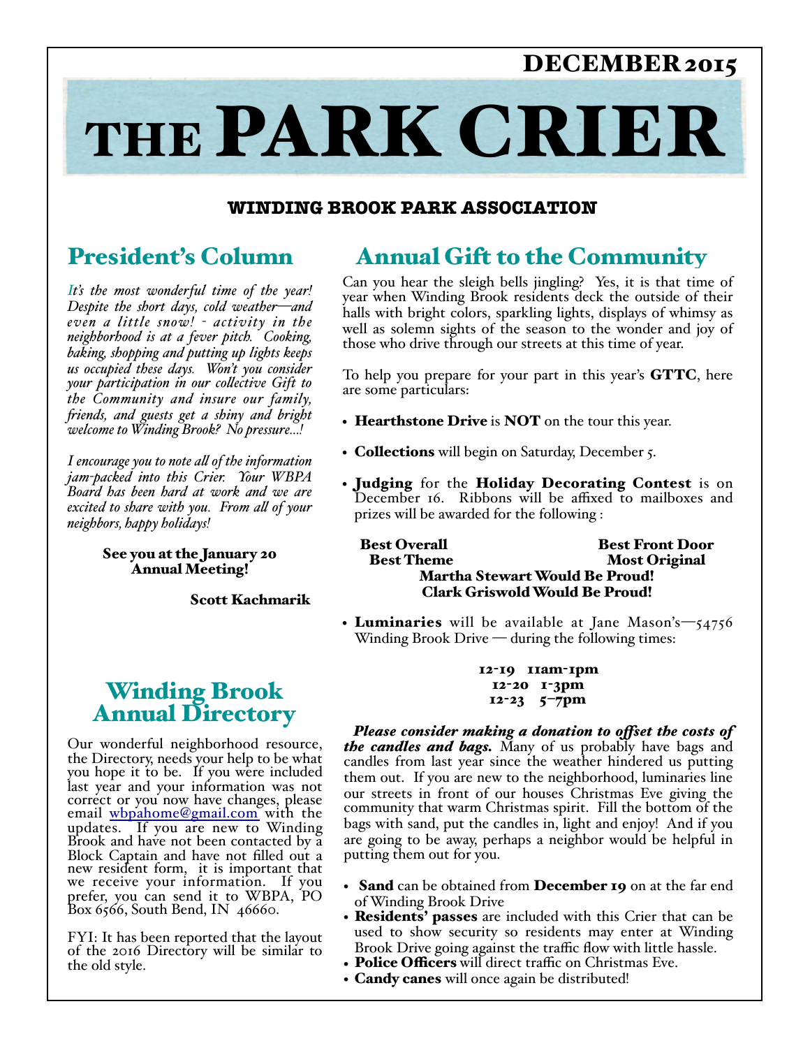DECEMBER 2015

# THE PARK CRIER

**WINDING BROOK PARK ASSOCIATION**

## President's Column

*It's the most wonderful time of the year! Despite the short days, cold weather—and even a little snow! - activity in the neighborhood is at a fever pitch. Cooking, baking, shopping and putting up lights keeps us occupied these days. Won't you consider your participation in our collective Gift to the Community and insure our family, friends, and guests get a shiny and bright welcome to Winding Brook? No pressure...!*

*I encourage you to note all of the information jam-packed into this Crier. Your WBPA Board has been hard at work and we are excited to share with you. From all of your neighbors, happy holidays!*

**See you at the January 20 Annual Meeting!**

**Scott Kachmarik**

## Winding Brook Annual Directory

Our wonderful neighborhood resource, the Directory, needs your help to be what you hope it to be. If you were included last year and your information was not correct or you now have changes, please email wbpahome@gmail.com with the updates. If you are new to Winding Brook and have not been contacted by a Block Captain and have not filled out a new resident form, it is important that we receive your information. If you prefer, you can send it to WBPA, PO Box 6566, South Bend, IN 46660.

FYI: It has been reported that the layout of the 2016 Directory will be similar to the old style.

## Annual Gift to the Community

Can you hear the sleigh bells jingling? Yes, it is that time of year when Winding Brook residents deck the outside of their halls with bright colors, sparkling lights, displays of whimsy as well as solemn sights of the season to the wonder and joy of those who drive through our streets at this time of year.

To help you prepare for your part in this year's **GTTC**, here are some particulars:

- **Hearthstone Drive** is **NOT** on the tour this year.
- **Collections** will begin on Saturday, December 5.
- **Judging** for the **Holiday Decorating Contest** is on December 16. Ribbons will be affixed to mailboxes and prizes will be awarded for the following :

  **Best Overall** — **Best Front Door**
  **Best Theme** — **Most Original**
  **Martha Stewart Would Be Proud!**
  **Clark Griswold Would Be Proud!**

- **Luminaries** will be available at Jane Mason's—54756 Winding Brook Drive — during the following times:

  **12-19 11am-1pm**
  **12-20 1-3pm**
  **12-23 5–7pm**

***Please consider making a donation to offset the costs of the candles and bags.*** Many of us probably have bags and candles from last year since the weather hindered us putting them out. If you are new to the neighborhood, luminaries line our streets in front of our houses Christmas Eve giving the community that warm Christmas spirit. Fill the bottom of the bags with sand, put the candles in, light and enjoy! And if you are going to be away, perhaps a neighbor would be helpful in putting them out for you.

- **Sand** can be obtained from **December 19** on at the far end of Winding Brook Drive
- **Residents' passes** are included with this Crier that can be used to show security so residents may enter at Winding Brook Drive going against the traffic flow with little hassle.
- **Police Officers** will direct traffic on Christmas Eve.
- **Candy canes** will once again be distributed!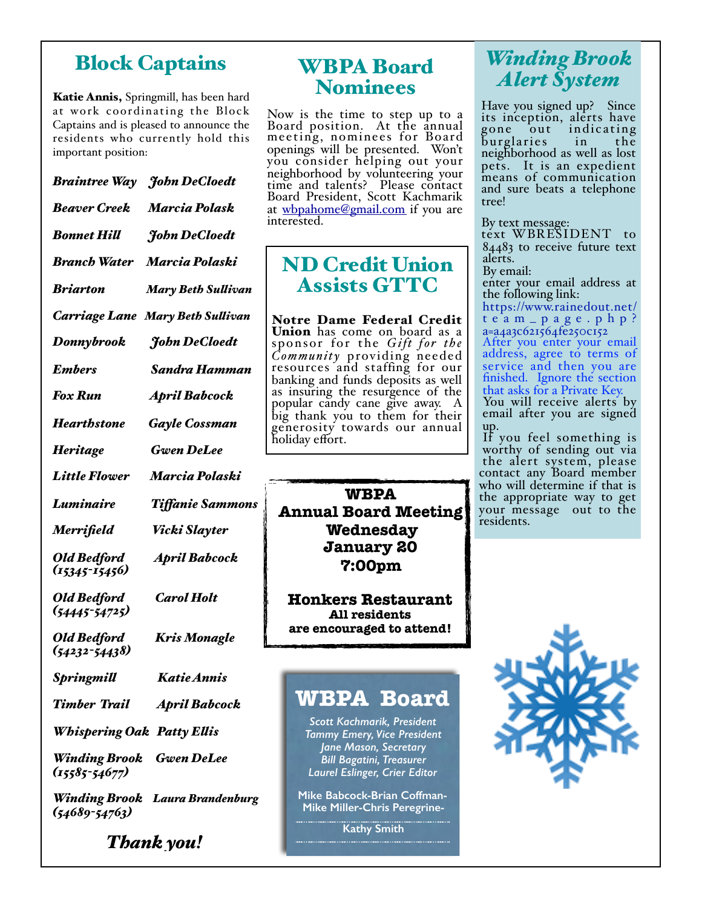## Block Captains

**Katie Annis,** Springmill, has been hard at work coordinating the Block Captains and is pleased to announce the residents who currently hold this important position:

| | |
|---|---|
| *Braintree Way* | *John DeCloedt* |
| *Beaver Creek* | *Marcia Polask* |
| *Bonnet Hill* | *John DeCloedt* |
| *Branch Water* | *Marcia Polaski* |
| *Briarton* | *Mary Beth Sullivan* |
| *Carriage Lane* | *Mary Beth Sullivan* |
| *Donnybrook* | *John DeCloedt* |
| *Embers* | *Sandra Hamman* |
| *Fox Run* | *April Babcock* |
| *Hearthstone* | *Gayle Cossman* |
| *Heritage* | *Gwen DeLee* |
| *Little Flower* | *Marcia Polaski* |
| *Luminaire* | *Tiffanie Sammons* |
| *Merrifield* | *Vicki Slayter* |
| *Old Bedford (15345-15456)* | *April Babcock* |
| *Old Bedford (54445-54725)* | *Carol Holt* |
| *Old Bedford (54232-54438)* | *Kris Monagle* |
| *Springmill* | *Katie Annis* |
| *Timber Trail* | *April Babcock* |
| *Whispering Oak* | *Patty Ellis* |
| *Winding Brook (15585-54677)* | *Gwen DeLee* |
| *Winding Brook (54689-54763)* | *Laura Brandenburg* |

***Thank you!***

## WBPA Board Nominees

Now is the time to step up to a Board position. At the annual meeting, nominees for Board openings will be presented. Won't you consider helping out your neighborhood by volunteering your time and talents? Please contact Board President, Scott Kachmarik at wbpahome@gmail.com if you are interested.

## ND Credit Union Assists GTTC

**Notre Dame Federal Credit Union** has come on board as a sponsor for the *Gift for the Community* providing needed resources and staffing for our banking and funds deposits as well as insuring the resurgence of the popular candy cane give away. A big thank you to them for their generosity towards our annual holiday effort.

**WBPA**
**Annual Board Meeting**
**Wednesday**
**January 20**
**7:00pm**

**Honkers Restaurant**
**All residents are encouraged to attend!**

## WBPA Board

*Scott Kachmarik, President*
*Tammy Emery, Vice President*
*Jane Mason, Secretary*
*Bill Bagatini, Treasurer*
*Laurel Eslinger, Crier Editor*

**Mike Babcock-Brian Coffman-Mike Miller-Chris Peregrine-**

**Kathy Smith**

## *Winding Brook Alert System*

Have you signed up? Since its inception, alerts have gone out indicating burglaries in the neighborhood as well as lost pets. It is an expedient means of communication and sure beats a telephone tree!

By text message:
text WBRESIDENT to 84483 to receive future text alerts.
By email:
enter your email address at the following link:
https://www.rainedout.net/team_page.php?a=a4a3c621564fe250c152
After you enter your email address, agree to terms of service and then you are finished. Ignore the section that asks for a Private Key.
You will receive alerts by email after you are signed up.
If you feel something is worthy of sending out via the alert system, please contact any Board member who will determine if that is the appropriate way to get your message out to the residents.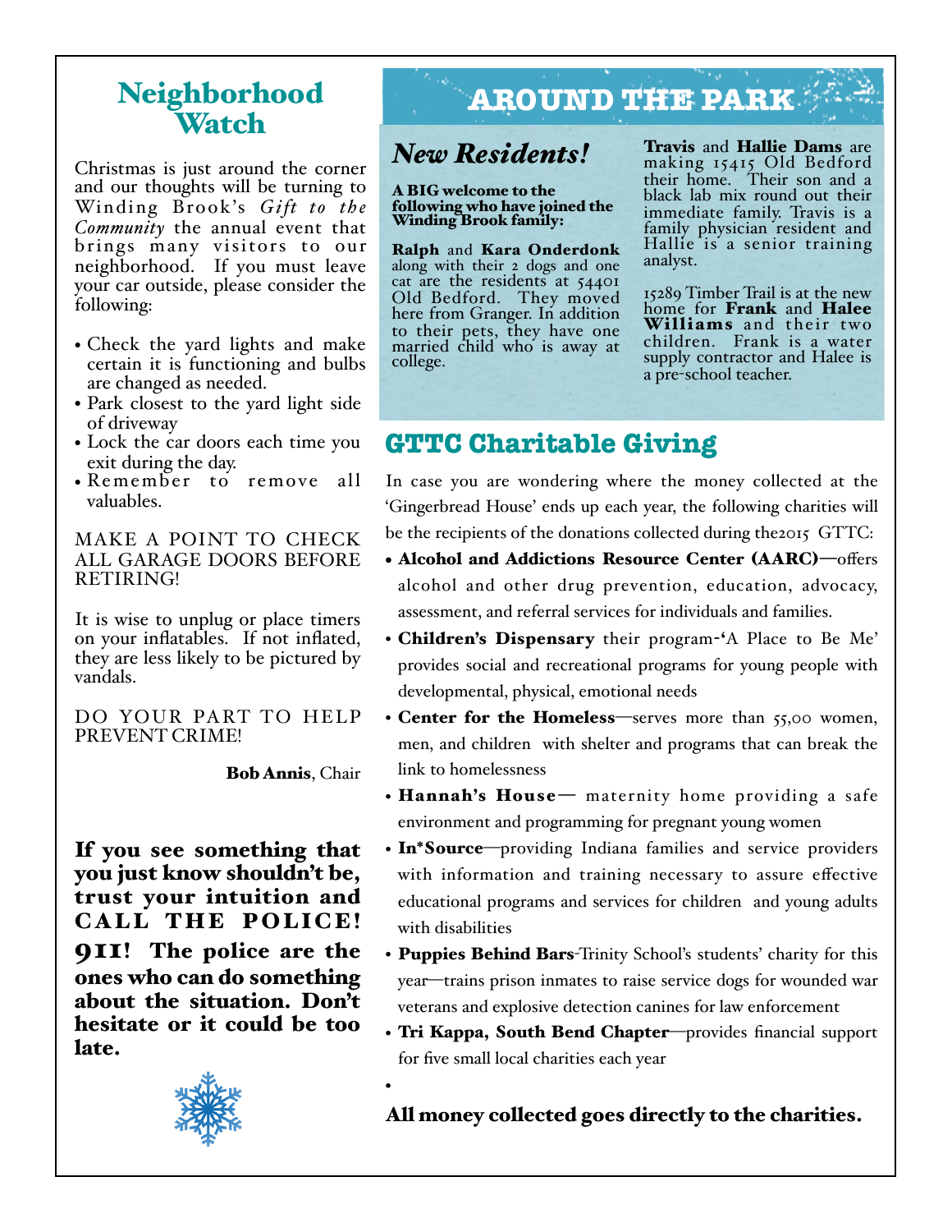## Neighborhood Watch

Christmas is just around the corner and our thoughts will be turning to Winding Brook's *Gift to the Community* the annual event that brings many visitors to our neighborhood. If you must leave your car outside, please consider the following:

- Check the yard lights and make certain it is functioning and bulbs are changed as needed.
- Park closest to the yard light side of driveway
- Lock the car doors each time you exit during the day.
- Remember to remove all valuables.

MAKE A POINT TO CHECK ALL GARAGE DOORS BEFORE RETIRING!

It is wise to unplug or place timers on your inflatables. If not inflated, they are less likely to be pictured by vandals.

DO YOUR PART TO HELP PREVENT CRIME!

**Bob Annis**, Chair

**If you see something that you just know shouldn't be, trust your intuition and CALL THE POLICE! 911! The police are the ones who can do something about the situation. Don't hesitate or it could be too late.**

## AROUND THE PARK

### *New Residents!*

**A BIG welcome to the following who have joined the Winding Brook family:**

**Ralph** and **Kara Onderdonk** along with their 2 dogs and one cat are the residents at 54401 Old Bedford. They moved here from Granger. In addition to their pets, they have one married child who is away at college.

**Travis** and **Hallie Dams** are making 15415 Old Bedford their home. Their son and a black lab mix round out their immediate family. Travis is a family physician resident and Hallie is a senior training analyst.

15289 Timber Trail is at the new home for **Frank** and **Halee Williams** and their two children. Frank is a water supply contractor and Halee is a pre-school teacher.

## GTTC Charitable Giving

In case you are wondering where the money collected at the 'Gingerbread House' ends up each year, the following charities will be the recipients of the donations collected during the2015 GTTC:

- **Alcohol and Addictions Resource Center (AARC)**—offers alcohol and other drug prevention, education, advocacy, assessment, and referral services for individuals and families.
- **Children's Dispensary** their program-'A Place to Be Me' provides social and recreational programs for young people with developmental, physical, emotional needs
- **Center for the Homeless**—serves more than 55,00 women, men, and children with shelter and programs that can break the link to homelessness
- **Hannah's House**— maternity home providing a safe environment and programming for pregnant young women
- **In*Source**—providing Indiana families and service providers with information and training necessary to assure effective educational programs and services for children and young adults with disabilities
- **Puppies Behind Bars**-Trinity School's students' charity for this year—trains prison inmates to raise service dogs for wounded war veterans and explosive detection canines for law enforcement
- **Tri Kappa, South Bend Chapter**—provides financial support for five small local charities each year

**All money collected goes directly to the charities.**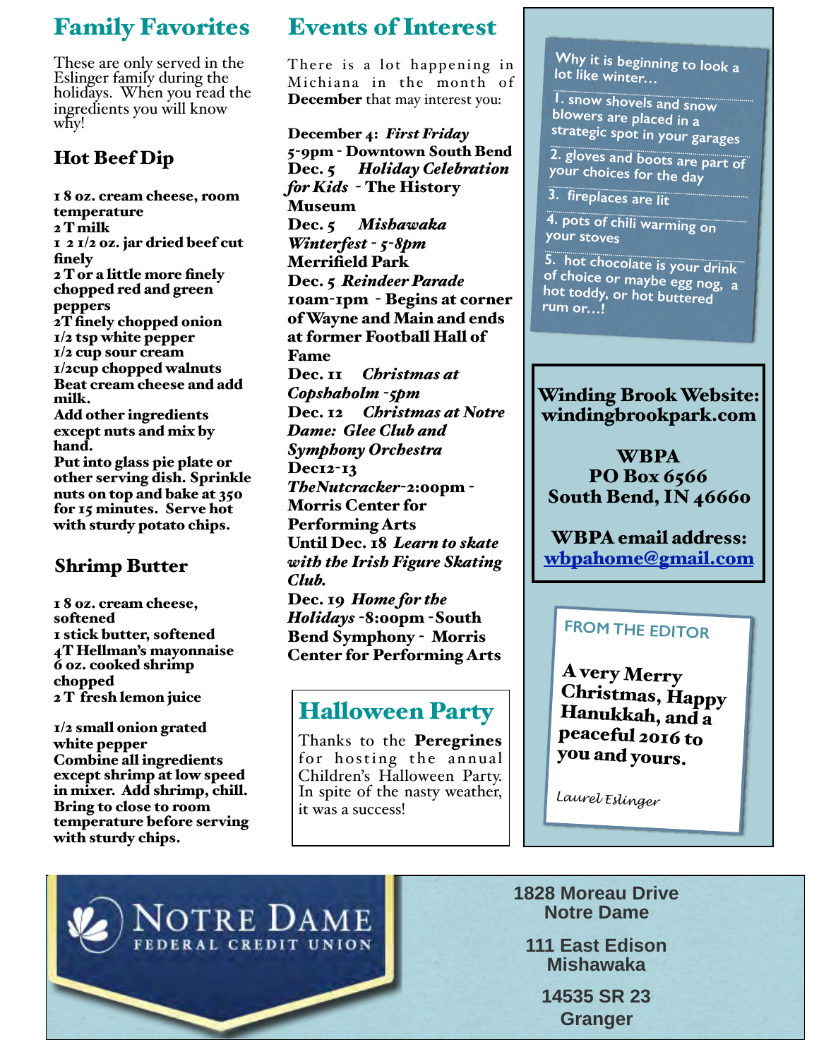## Family Favorites

These are only served in the Eslinger family during the holidays. When you read the ingredients you will know why!

### Hot Beef Dip

**1 8 oz. cream cheese, room temperature**
**2 T milk**
**1 2 1/2 oz. jar dried beef cut finely**
**2 T or a little more finely chopped red and green peppers**
**2T finely chopped onion**
**1/2 tsp white pepper**
**1/2 cup sour cream**
**1/2cup chopped walnuts**
**Beat cream cheese and add milk.**
**Add other ingredients except nuts and mix by hand.**
**Put into glass pie plate or other serving dish. Sprinkle nuts on top and bake at 350 for 15 minutes. Serve hot with sturdy potato chips.**

### Shrimp Butter

**1 8 oz. cream cheese, softened**
**1 stick butter, softened**
**4T Hellman's mayonnaise**
**6 oz. cooked shrimp chopped**
**2 T fresh lemon juice**

**1/2 small onion grated**
**white pepper**
**Combine all ingredients except shrimp at low speed in mixer. Add shrimp, chill. Bring to close to room temperature before serving with sturdy chips.**

## Events of Interest

There is a lot happening in Michiana in the month of **December** that may interest you:

**December 4: *First Friday* 5-9pm - Downtown South Bend**
**Dec. 5 *Holiday Celebration for Kids* - The History Museum**
**Dec. 5 *Mishawaka Winterfest* - 5-8pm Merrifield Park**
**Dec. 5 *Reindeer Parade* 10am-1pm - Begins at corner of Wayne and Main and ends at former Football Hall of Fame**
**Dec. 11 *Christmas at Copshaholm* -5pm**
**Dec. 12 *Christmas at Notre Dame: Glee Club and Symphony Orchestra***
**Dec12-13 *TheNutcracker*-2:00pm - Morris Center for Performing Arts**
**Until Dec. 18 *Learn to skate with the Irish Figure Skating Club.***
**Dec. 19 *Home for the Holidays* -8:00pm - South Bend Symphony - Morris Center for Performing Arts**

## Halloween Party

Thanks to the **Peregrines** for hosting the annual Children's Halloween Party. In spite of the nasty weather, it was a success!

Why it is beginning to look a lot like winter...

1. snow shovels and snow blowers are placed in a strategic spot in your garages
2. gloves and boots are part of your choices for the day
3. fireplaces are lit
4. pots of chili warming on your stoves
5. hot chocolate is your drink of choice or maybe egg nog, a hot toddy, or hot buttered rum or...!

**Winding Brook Website: windingbrookpark.com**

**WBPA**
**PO Box 6566**
**South Bend, IN 46660**

**WBPA email address: wbpahome@gmail.com**

FROM THE EDITOR

**A very Merry Christmas, Happy Hanukkah, and a peaceful 2016 to you and yours.**

*Laurel Eslinger*

NOTRE DAME FEDERAL CREDIT UNION

**1828 Moreau Drive**
**Notre Dame**

**111 East Edison**
**Mishawaka**

**14535 SR 23**
**Granger**